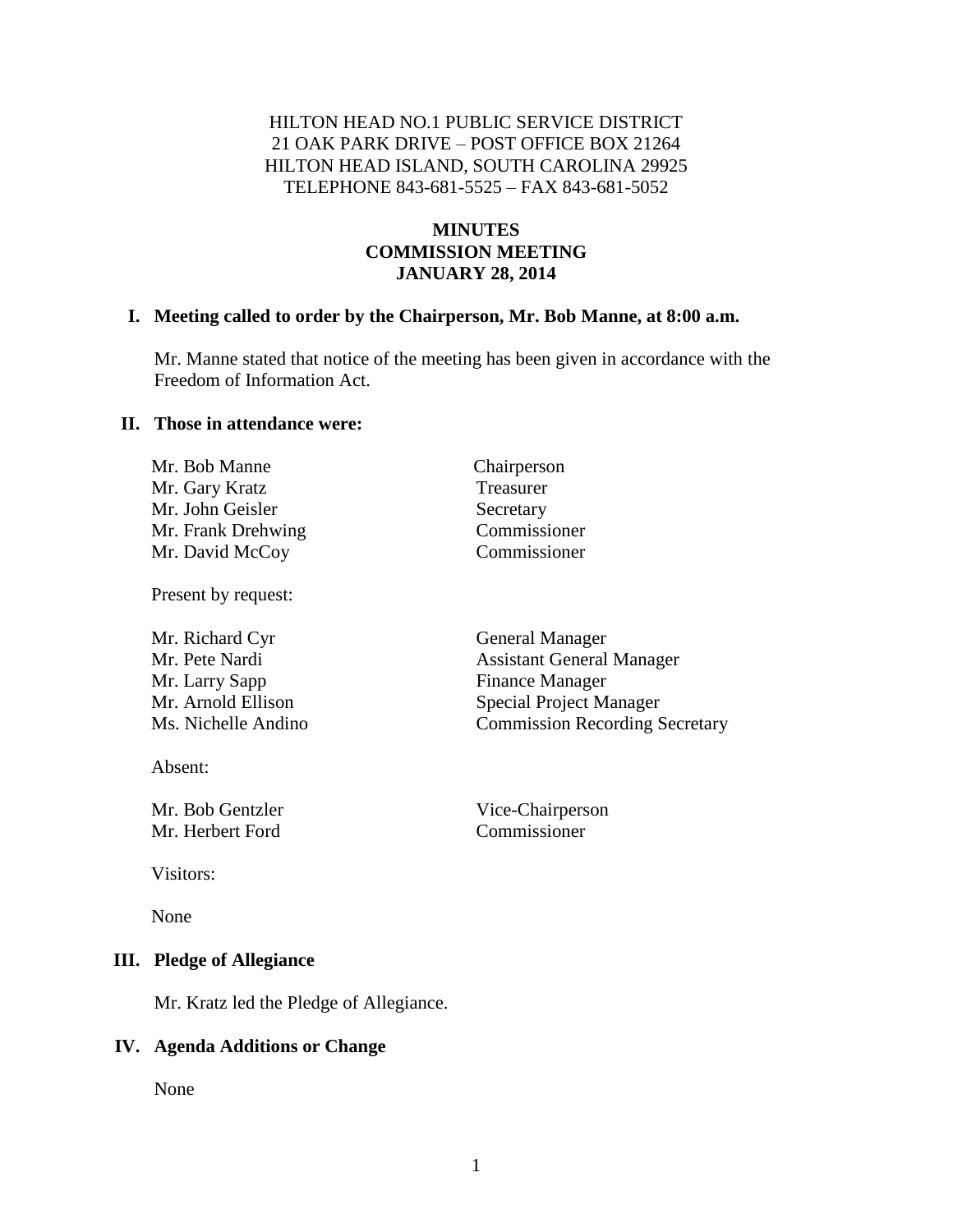HILTON HEAD NO.1 PUBLIC SERVICE DISTRICT
21 OAK PARK DRIVE – POST OFFICE BOX 21264
HILTON HEAD ISLAND, SOUTH CAROLINA 29925
TELEPHONE 843-681-5525 – FAX 843-681-5052

# MINUTES
# COMMISSION MEETING
# JANUARY 28, 2014

## I. Meeting called to order by the Chairperson, Mr. Bob Manne, at 8:00 a.m.

Mr. Manne stated that notice of the meeting has been given in accordance with the Freedom of Information Act.

## II. Those in attendance were:

| | |
|---|---|
| Mr. Bob Manne | Chairperson |
| Mr. Gary Kratz | Treasurer |
| Mr. John Geisler | Secretary |
| Mr. Frank Drehwing | Commissioner |
| Mr. David McCoy | Commissioner |

Present by request:

| | |
|---|---|
| Mr. Richard Cyr | General Manager |
| Mr. Pete Nardi | Assistant General Manager |
| Mr. Larry Sapp | Finance Manager |
| Mr. Arnold Ellison | Special Project Manager |
| Ms. Nichelle Andino | Commission Recording Secretary |

Absent:

| | |
|---|---|
| Mr. Bob Gentzler | Vice-Chairperson |
| Mr. Herbert Ford | Commissioner |

Visitors:

None

## III. Pledge of Allegiance

Mr. Kratz led the Pledge of Allegiance.

## IV. Agenda Additions or Change

None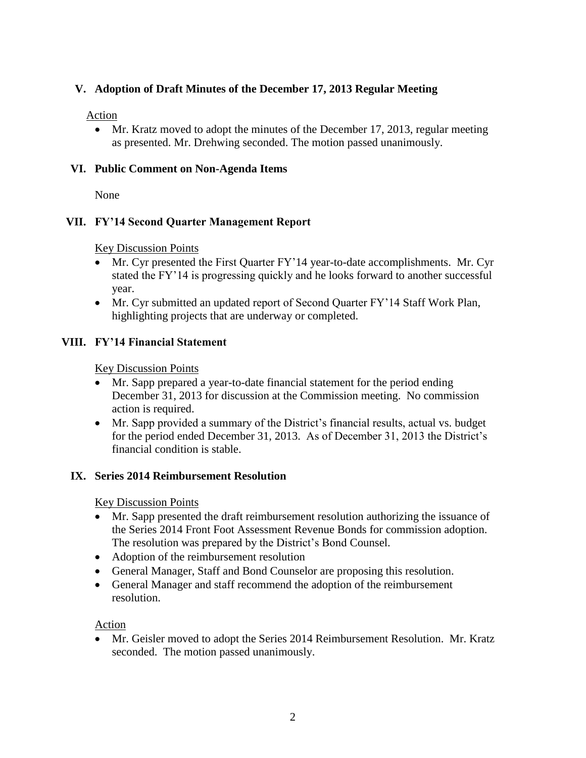## V. Adoption of Draft Minutes of the December 17, 2013 Regular Meeting

Action

- Mr. Kratz moved to adopt the minutes of the December 17, 2013, regular meeting as presented. Mr. Drehwing seconded. The motion passed unanimously.

## VI. Public Comment on Non-Agenda Items

None

## VII. FY'14 Second Quarter Management Report

Key Discussion Points

- Mr. Cyr presented the First Quarter FY'14 year-to-date accomplishments. Mr. Cyr stated the FY'14 is progressing quickly and he looks forward to another successful year.
- Mr. Cyr submitted an updated report of Second Quarter FY'14 Staff Work Plan, highlighting projects that are underway or completed.

## VIII. FY'14 Financial Statement

Key Discussion Points

- Mr. Sapp prepared a year-to-date financial statement for the period ending December 31, 2013 for discussion at the Commission meeting. No commission action is required.
- Mr. Sapp provided a summary of the District's financial results, actual vs. budget for the period ended December 31, 2013. As of December 31, 2013 the District's financial condition is stable.

## IX. Series 2014 Reimbursement Resolution

Key Discussion Points

- Mr. Sapp presented the draft reimbursement resolution authorizing the issuance of the Series 2014 Front Foot Assessment Revenue Bonds for commission adoption. The resolution was prepared by the District's Bond Counsel.
- Adoption of the reimbursement resolution
- General Manager, Staff and Bond Counselor are proposing this resolution.
- General Manager and staff recommend the adoption of the reimbursement resolution.

Action

- Mr. Geisler moved to adopt the Series 2014 Reimbursement Resolution. Mr. Kratz seconded. The motion passed unanimously.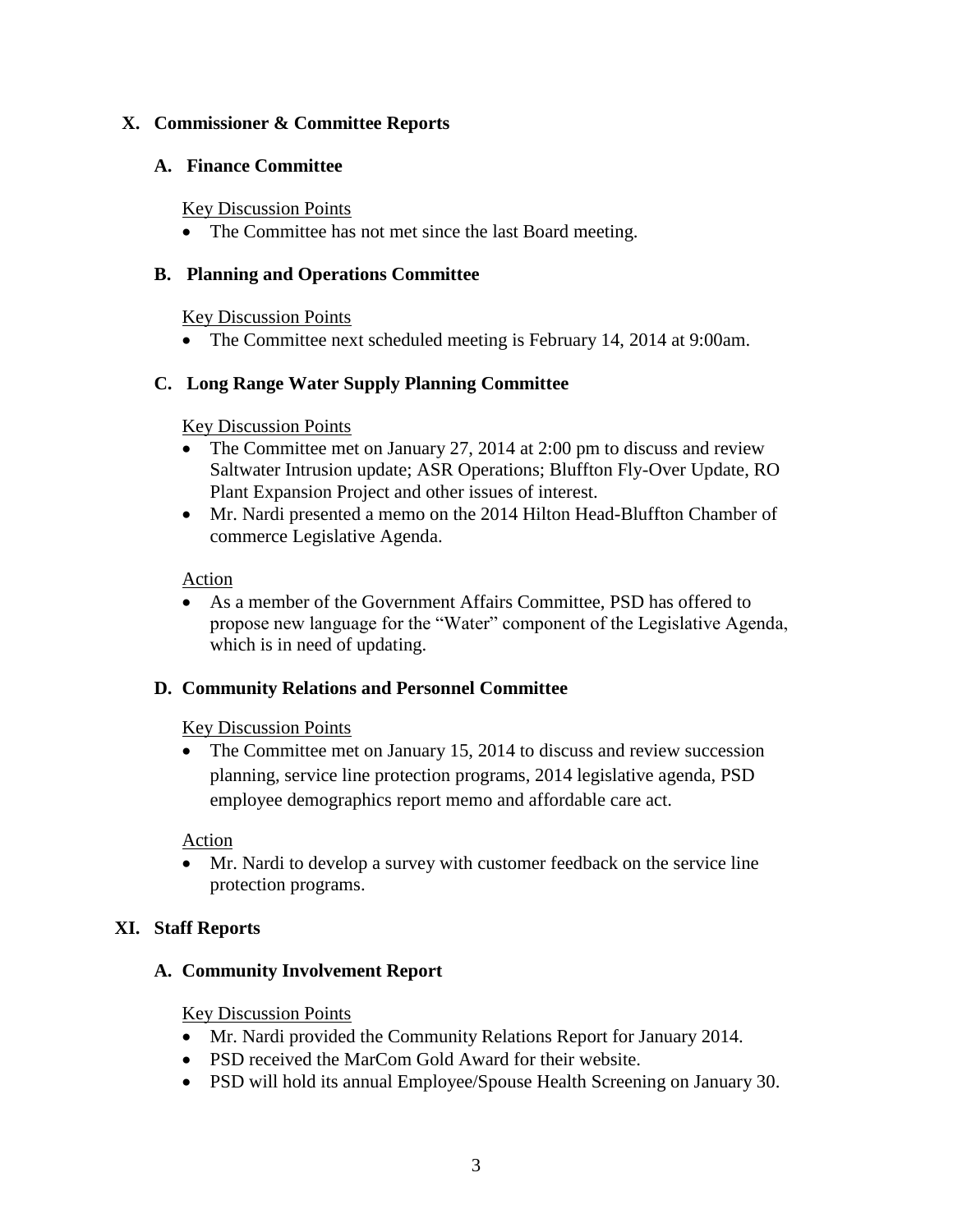## X. Commissioner & Committee Reports

### A. Finance Committee

Key Discussion Points

- The Committee has not met since the last Board meeting.

### B. Planning and Operations Committee

Key Discussion Points

- The Committee next scheduled meeting is February 14, 2014 at 9:00am.

### C. Long Range Water Supply Planning Committee

Key Discussion Points

- The Committee met on January 27, 2014 at 2:00 pm to discuss and review Saltwater Intrusion update; ASR Operations; Bluffton Fly-Over Update, RO Plant Expansion Project and other issues of interest.
- Mr. Nardi presented a memo on the 2014 Hilton Head-Bluffton Chamber of commerce Legislative Agenda.

Action

- As a member of the Government Affairs Committee, PSD has offered to propose new language for the "Water" component of the Legislative Agenda, which is in need of updating.

### D. Community Relations and Personnel Committee

Key Discussion Points

- The Committee met on January 15, 2014 to discuss and review succession planning, service line protection programs, 2014 legislative agenda, PSD employee demographics report memo and affordable care act.

Action

- Mr. Nardi to develop a survey with customer feedback on the service line protection programs.

## XI. Staff Reports

### A. Community Involvement Report

Key Discussion Points

- Mr. Nardi provided the Community Relations Report for January 2014.
- PSD received the MarCom Gold Award for their website.
- PSD will hold its annual Employee/Spouse Health Screening on January 30.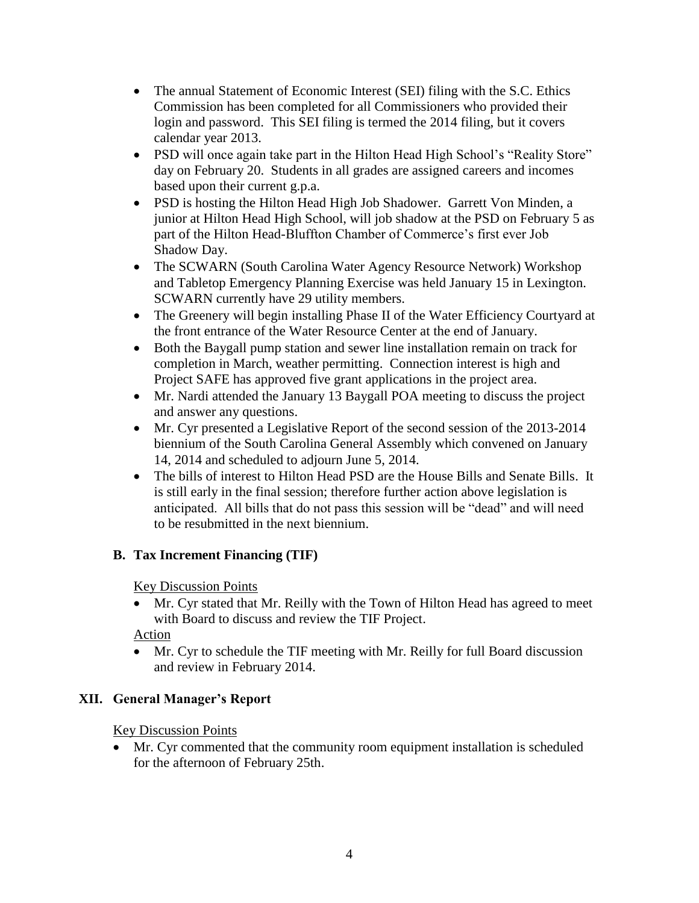- The annual Statement of Economic Interest (SEI) filing with the S.C. Ethics Commission has been completed for all Commissioners who provided their login and password. This SEI filing is termed the 2014 filing, but it covers calendar year 2013.
- PSD will once again take part in the Hilton Head High School's "Reality Store" day on February 20. Students in all grades are assigned careers and incomes based upon their current g.p.a.
- PSD is hosting the Hilton Head High Job Shadower. Garrett Von Minden, a junior at Hilton Head High School, will job shadow at the PSD on February 5 as part of the Hilton Head-Bluffton Chamber of Commerce's first ever Job Shadow Day.
- The SCWARN (South Carolina Water Agency Resource Network) Workshop and Tabletop Emergency Planning Exercise was held January 15 in Lexington. SCWARN currently have 29 utility members.
- The Greenery will begin installing Phase II of the Water Efficiency Courtyard at the front entrance of the Water Resource Center at the end of January.
- Both the Baygall pump station and sewer line installation remain on track for completion in March, weather permitting. Connection interest is high and Project SAFE has approved five grant applications in the project area.
- Mr. Nardi attended the January 13 Baygall POA meeting to discuss the project and answer any questions.
- Mr. Cyr presented a Legislative Report of the second session of the 2013-2014 biennium of the South Carolina General Assembly which convened on January 14, 2014 and scheduled to adjourn June 5, 2014.
- The bills of interest to Hilton Head PSD are the House Bills and Senate Bills. It is still early in the final session; therefore further action above legislation is anticipated. All bills that do not pass this session will be "dead" and will need to be resubmitted in the next biennium.

### B. Tax Increment Financing (TIF)

Key Discussion Points

- Mr. Cyr stated that Mr. Reilly with the Town of Hilton Head has agreed to meet with Board to discuss and review the TIF Project.

Action

- Mr. Cyr to schedule the TIF meeting with Mr. Reilly for full Board discussion and review in February 2014.

## XII. General Manager's Report

Key Discussion Points

- Mr. Cyr commented that the community room equipment installation is scheduled for the afternoon of February 25th.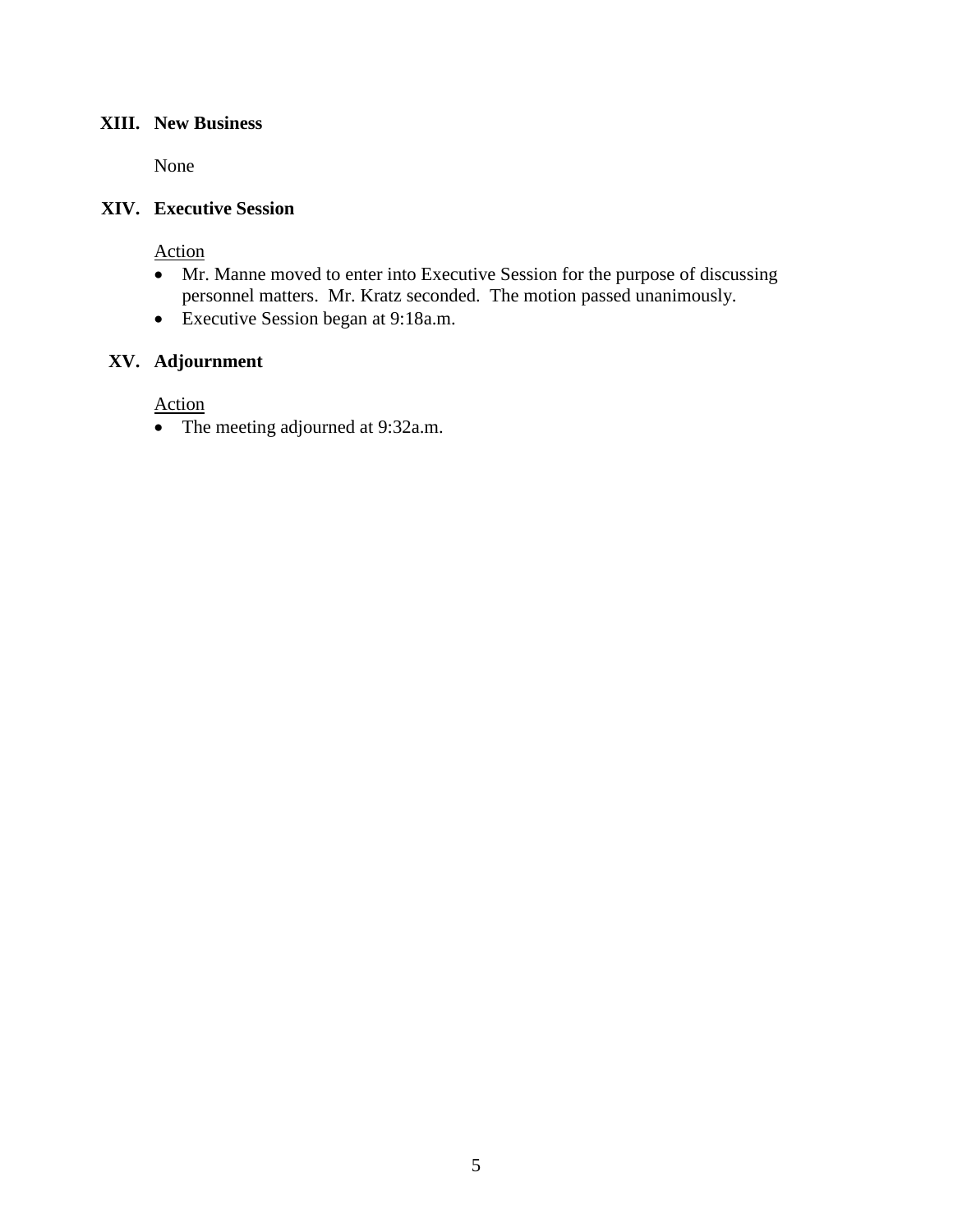## XIII. New Business

None

## XIV. Executive Session

Action

- Mr. Manne moved to enter into Executive Session for the purpose of discussing personnel matters. Mr. Kratz seconded. The motion passed unanimously.
- Executive Session began at 9:18a.m.

## XV. Adjournment

Action

- The meeting adjourned at 9:32a.m.